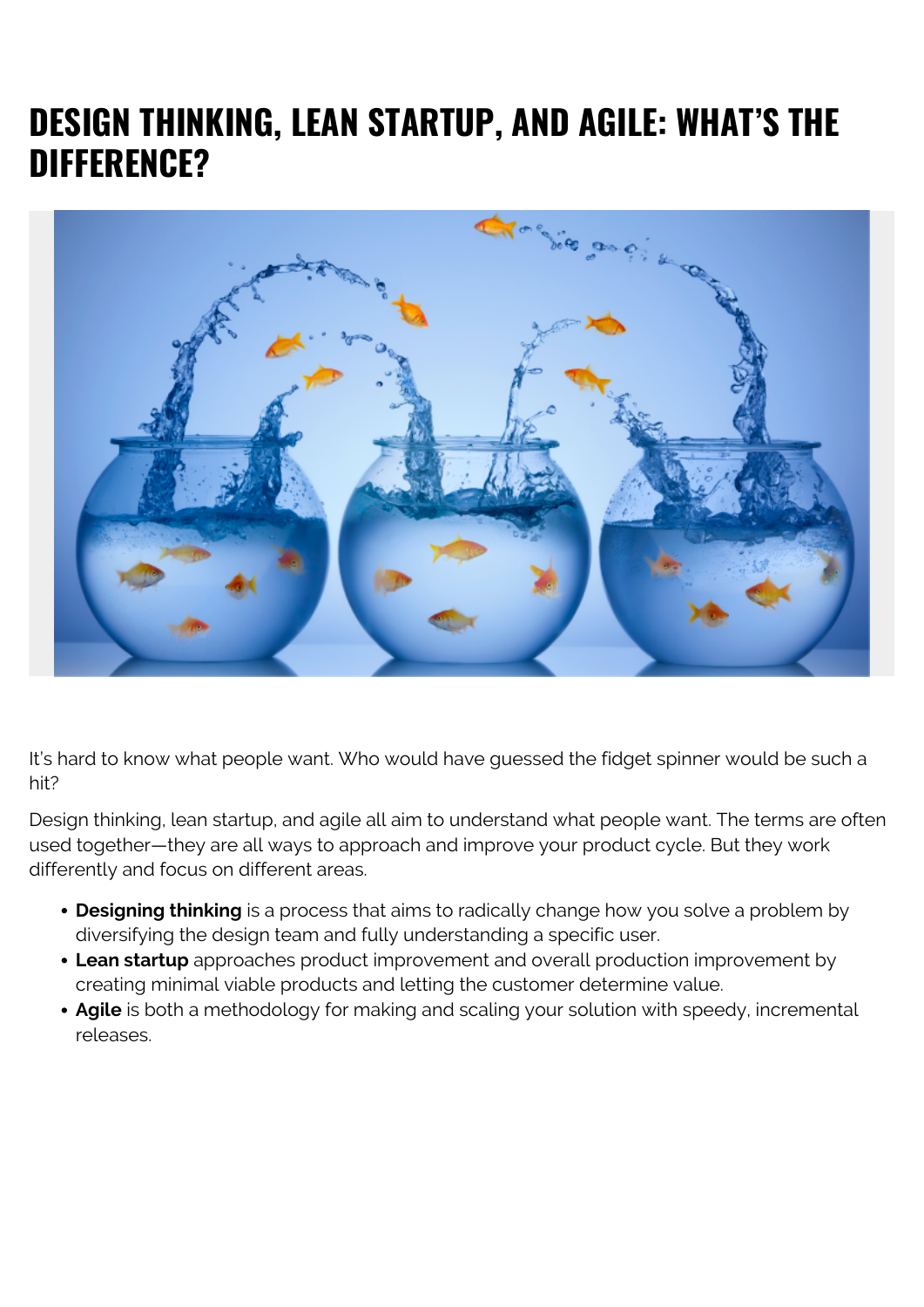# DESIGN THINKING, LEAN STARTUP, AND AGILE: WHAT'S THE DIFFERENCE?

It's hard to know what people want. Who would have guessed the fidget spinner would be such a hit?

Design thinking, lean startup, and agile all aim to understand what people want. The terms are often used together—they are all ways to approach and improve your product cycle. But they work differently and focus on different areas.

- **Designing thinking** is a process that aims to radically change how you solve a problem by diversifying the design team and fully understanding a specific user.
- **Lean startup** approaches product improvement and overall production improvement by creating minimal viable products and letting the customer determine value.
- **Agile** is both a methodology for making and scaling your solution with speedy, incremental releases.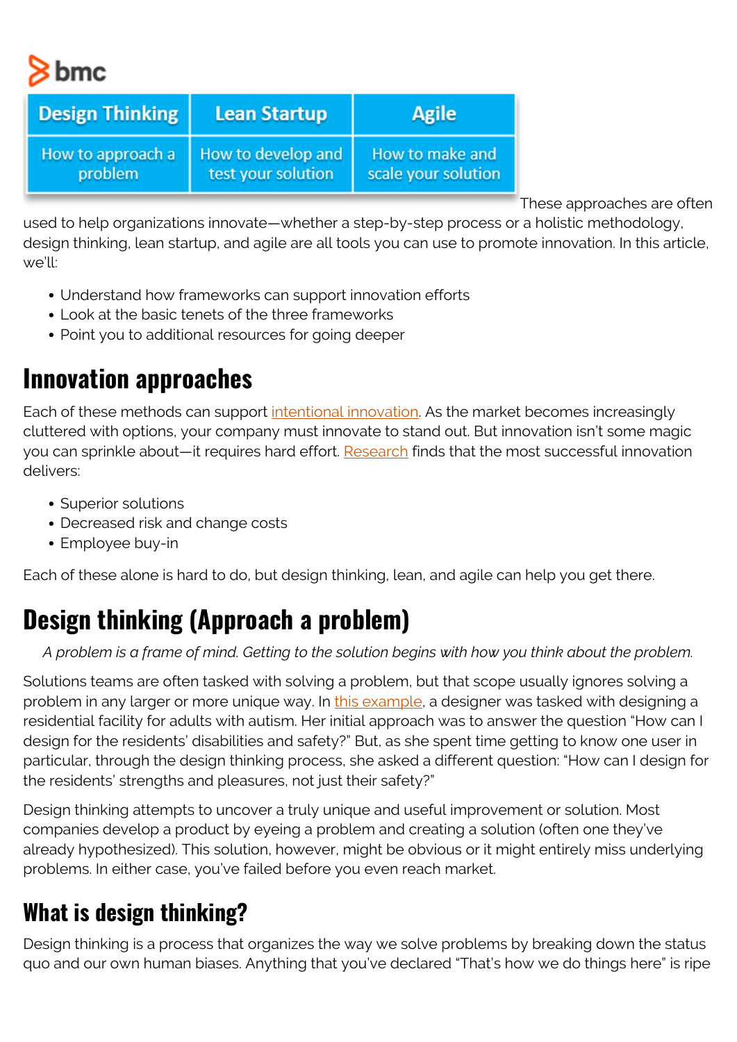| Design Thinking | Lean Startup | Agile |
| --- | --- | --- |
| How to approach a problem | How to develop and test your solution | How to make and scale your solution |

These approaches are often used to help organizations innovate—whether a step-by-step process or a holistic methodology, design thinking, lean startup, and agile are all tools you can use to promote innovation. In this article, we'll:

- Understand how frameworks can support innovation efforts
- Look at the basic tenets of the three frameworks
- Point you to additional resources for going deeper

## Innovation approaches

Each of these methods can support intentional innovation. As the market becomes increasingly cluttered with options, your company must innovate to stand out. But innovation isn't some magic you can sprinkle about—it requires hard effort. Research finds that the most successful innovation delivers:

- Superior solutions
- Decreased risk and change costs
- Employee buy-in

Each of these alone is hard to do, but design thinking, lean, and agile can help you get there.

## Design thinking (Approach a problem)

*A problem is a frame of mind. Getting to the solution begins with how you think about the problem.*

Solutions teams are often tasked with solving a problem, but that scope usually ignores solving a problem in any larger or more unique way. In this example, a designer was tasked with designing a residential facility for adults with autism. Her initial approach was to answer the question "How can I design for the residents' disabilities and safety?" But, as she spent time getting to know one user in particular, through the design thinking process, she asked a different question: "How can I design for the residents' strengths and pleasures, not just their safety?"

Design thinking attempts to uncover a truly unique and useful improvement or solution. Most companies develop a product by eyeing a problem and creating a solution (often one they've already hypothesized). This solution, however, might be obvious or it might entirely miss underlying problems. In either case, you've failed before you even reach market.

### What is design thinking?

Design thinking is a process that organizes the way we solve problems by breaking down the status quo and our own human biases. Anything that you've declared "That's how we do things here" is ripe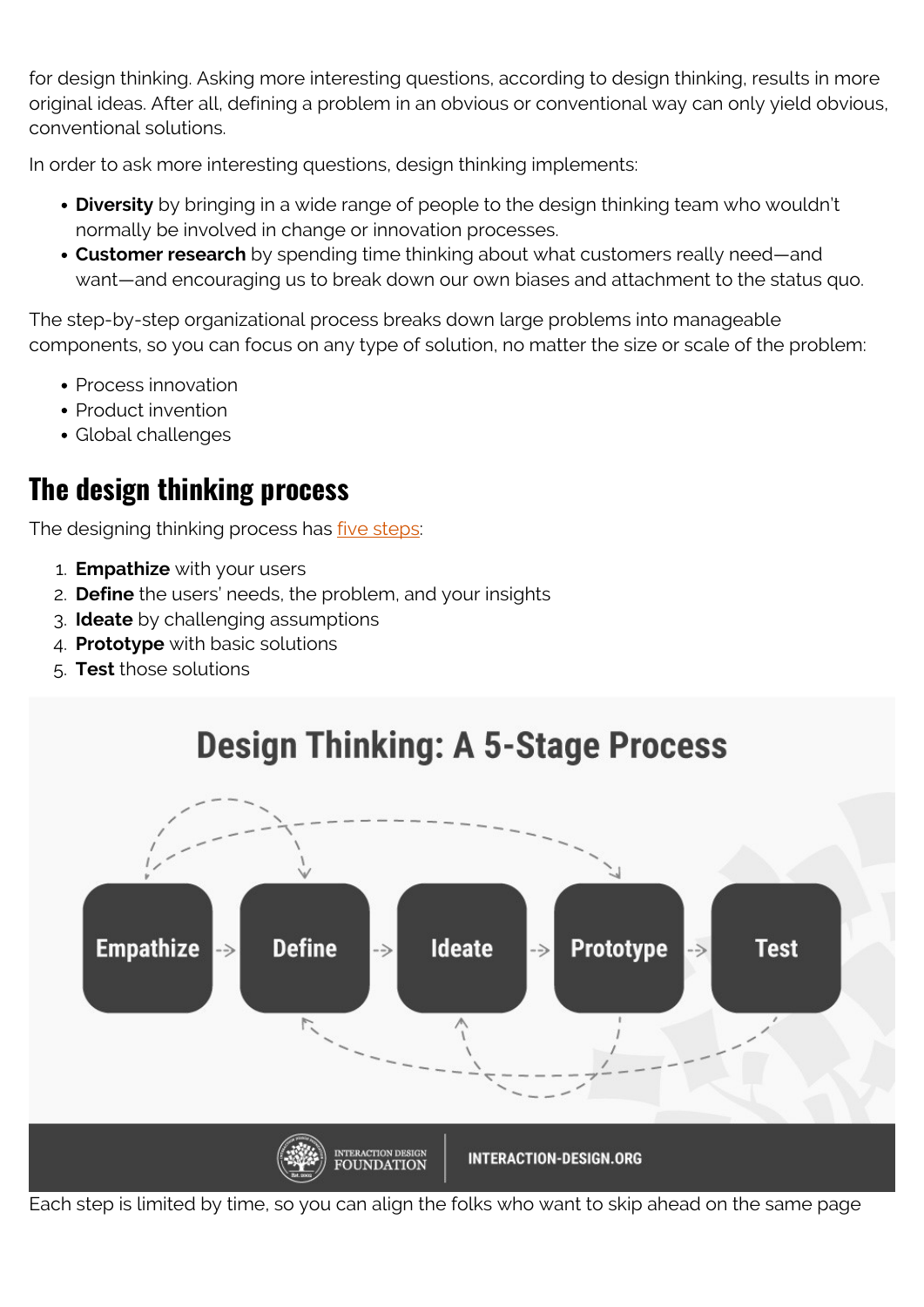for design thinking. Asking more interesting questions, according to design thinking, results in more original ideas. After all, defining a problem in an obvious or conventional way can only yield obvious, conventional solutions.

In order to ask more interesting questions, design thinking implements:

- **Diversity** by bringing in a wide range of people to the design thinking team who wouldn't normally be involved in change or innovation processes.
- **Customer research** by spending time thinking about what customers really need—and want—and encouraging us to break down our own biases and attachment to the status quo.

The step-by-step organizational process breaks down large problems into manageable components, so you can focus on any type of solution, no matter the size or scale of the problem:

- Process innovation
- Product invention
- Global challenges

## The design thinking process

The designing thinking process has five steps:

1. **Empathize** with your users
2. **Define** the users' needs, the problem, and your insights
3. **Ideate** by challenging assumptions
4. **Prototype** with basic solutions
5. **Test** those solutions

Each step is limited by time, so you can align the folks who want to skip ahead on the same page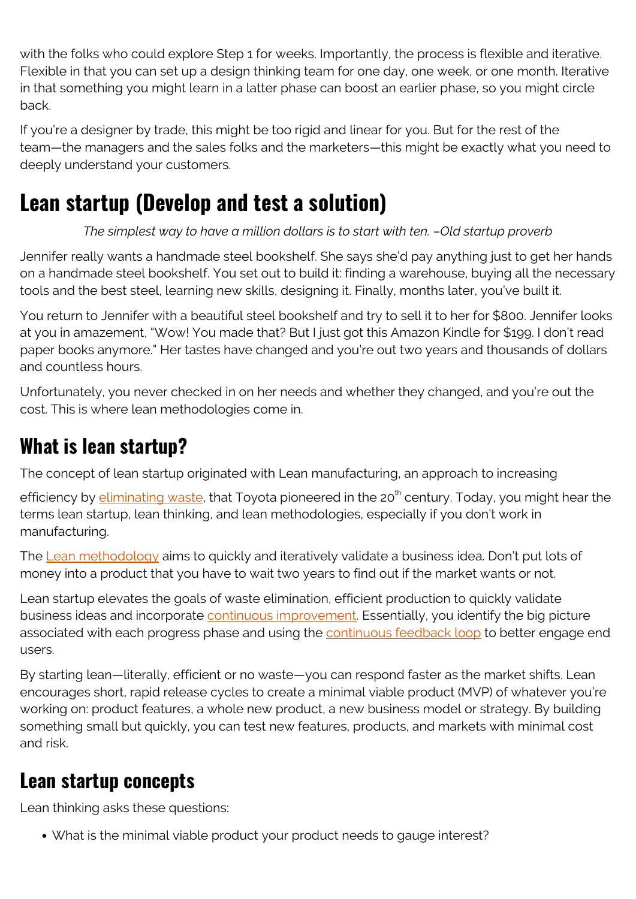with the folks who could explore Step 1 for weeks. Importantly, the process is flexible and iterative. Flexible in that you can set up a design thinking team for one day, one week, or one month. Iterative in that something you might learn in a latter phase can boost an earlier phase, so you might circle back.

If you're a designer by trade, this might be too rigid and linear for you. But for the rest of the team—the managers and the sales folks and the marketers—this might be exactly what you need to deeply understand your customers.

# Lean startup (Develop and test a solution)

*The simplest way to have a million dollars is to start with ten. –Old startup proverb*

Jennifer really wants a handmade steel bookshelf. She says she'd pay anything just to get her hands on a handmade steel bookshelf. You set out to build it: finding a warehouse, buying all the necessary tools and the best steel, learning new skills, designing it. Finally, months later, you've built it.

You return to Jennifer with a beautiful steel bookshelf and try to sell it to her for $800. Jennifer looks at you in amazement, "Wow! You made that? But I just got this Amazon Kindle for $199. I don't read paper books anymore." Her tastes have changed and you're out two years and thousands of dollars and countless hours.

Unfortunately, you never checked in on her needs and whether they changed, and you're out the cost. This is where lean methodologies come in.

## What is lean startup?

The concept of lean startup originated with Lean manufacturing, an approach to increasing efficiency by eliminating waste, that Toyota pioneered in the 20th century. Today, you might hear the terms lean startup, lean thinking, and lean methodologies, especially if you don't work in manufacturing.

The Lean methodology aims to quickly and iteratively validate a business idea. Don't put lots of money into a product that you have to wait two years to find out if the market wants or not.

Lean startup elevates the goals of waste elimination, efficient production to quickly validate business ideas and incorporate continuous improvement. Essentially, you identify the big picture associated with each progress phase and using the continuous feedback loop to better engage end users.

By starting lean—literally, efficient or no waste—you can respond faster as the market shifts. Lean encourages short, rapid release cycles to create a minimal viable product (MVP) of whatever you're working on: product features, a whole new product, a new business model or strategy. By building something small but quickly, you can test new features, products, and markets with minimal cost and risk.

## Lean startup concepts

Lean thinking asks these questions:

- What is the minimal viable product your product needs to gauge interest?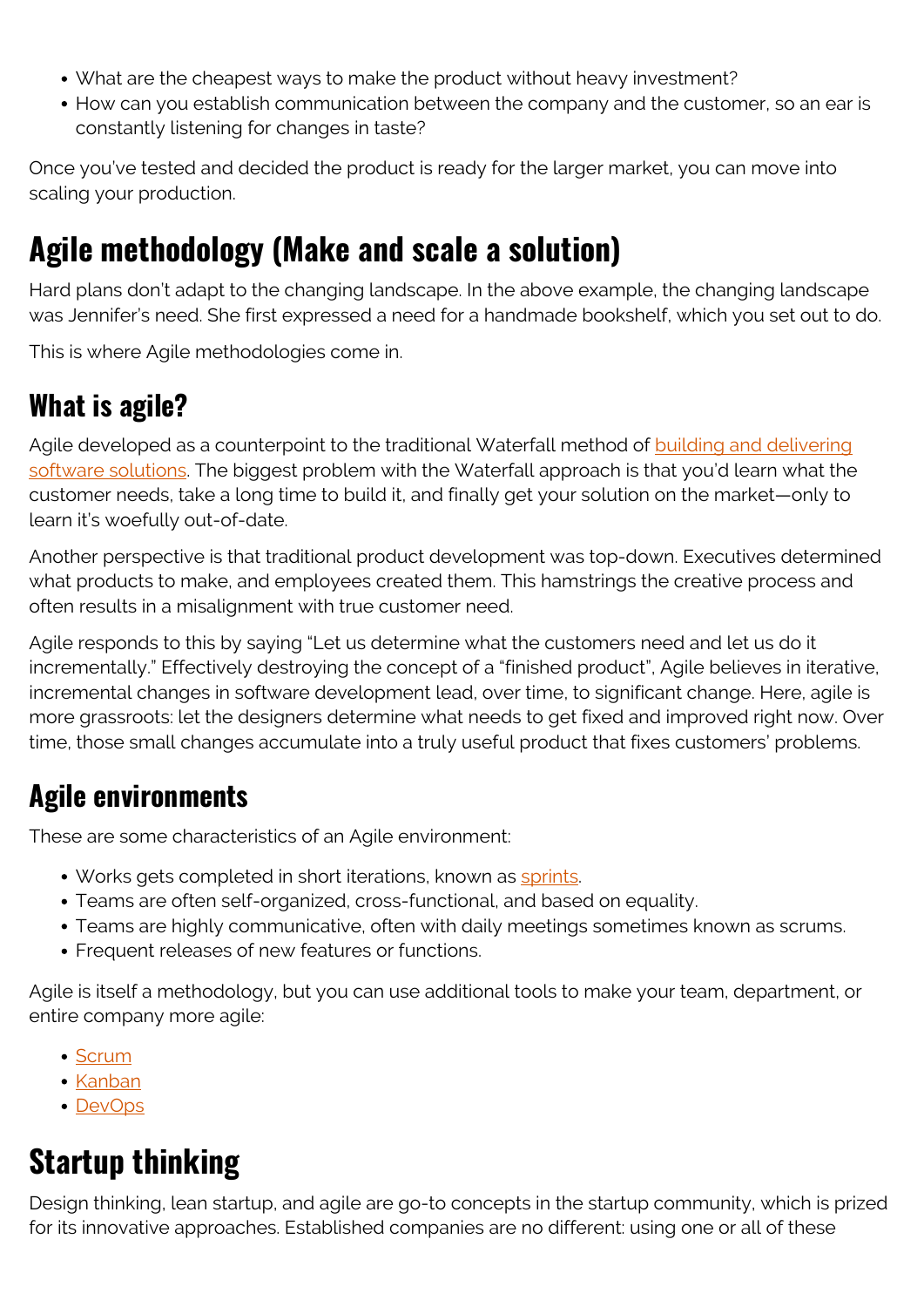- What are the cheapest ways to make the product without heavy investment?
- How can you establish communication between the company and the customer, so an ear is constantly listening for changes in taste?

Once you've tested and decided the product is ready for the larger market, you can move into scaling your production.

# Agile methodology (Make and scale a solution)

Hard plans don't adapt to the changing landscape. In the above example, the changing landscape was Jennifer's need. She first expressed a need for a handmade bookshelf, which you set out to do.

This is where Agile methodologies come in.

## What is agile?

Agile developed as a counterpoint to the traditional Waterfall method of [building and delivering software solutions](). The biggest problem with the Waterfall approach is that you'd learn what the customer needs, take a long time to build it, and finally get your solution on the market—only to learn it's woefully out-of-date.

Another perspective is that traditional product development was top-down. Executives determined what products to make, and employees created them. This hamstrings the creative process and often results in a misalignment with true customer need.

Agile responds to this by saying "Let us determine what the customers need and let us do it incrementally." Effectively destroying the concept of a "finished product", Agile believes in iterative, incremental changes in software development lead, over time, to significant change. Here, agile is more grassroots: let the designers determine what needs to get fixed and improved right now. Over time, those small changes accumulate into a truly useful product that fixes customers' problems.

## Agile environments

These are some characteristics of an Agile environment:

- Works gets completed in short iterations, known as [sprints]().
- Teams are often self-organized, cross-functional, and based on equality.
- Teams are highly communicative, often with daily meetings sometimes known as scrums.
- Frequent releases of new features or functions.

Agile is itself a methodology, but you can use additional tools to make your team, department, or entire company more agile:

- [Scrum]()
- [Kanban]()
- [DevOps]()

# Startup thinking

Design thinking, lean startup, and agile are go-to concepts in the startup community, which is prized for its innovative approaches. Established companies are no different: using one or all of these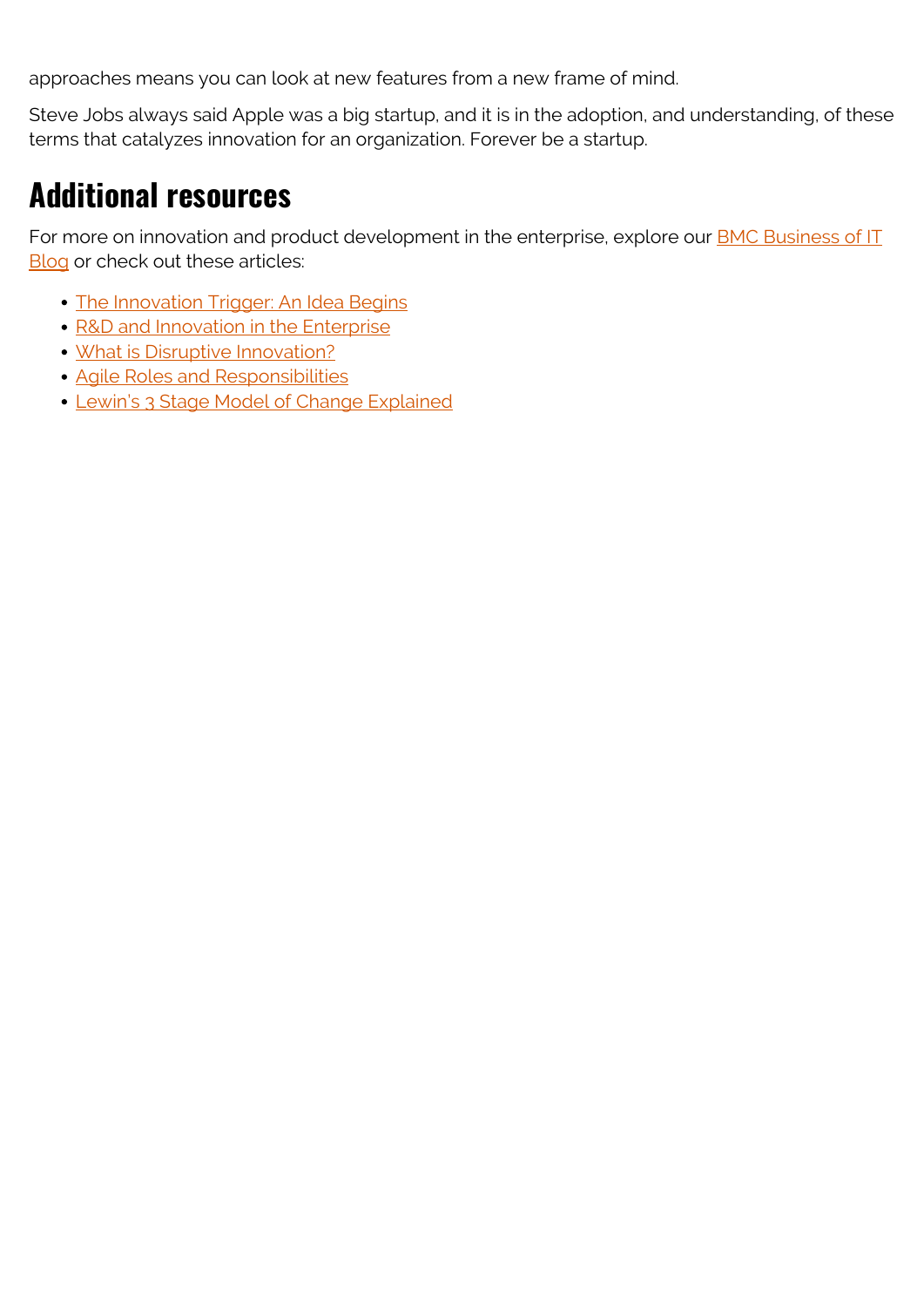approaches means you can look at new features from a new frame of mind.

Steve Jobs always said Apple was a big startup, and it is in the adoption, and understanding, of these terms that catalyzes innovation for an organization. Forever be a startup.

## Additional resources

For more on innovation and product development in the enterprise, explore our BMC Business of IT Blog or check out these articles:

- The Innovation Trigger: An Idea Begins
- R&D and Innovation in the Enterprise
- What is Disruptive Innovation?
- Agile Roles and Responsibilities
- Lewin's 3 Stage Model of Change Explained